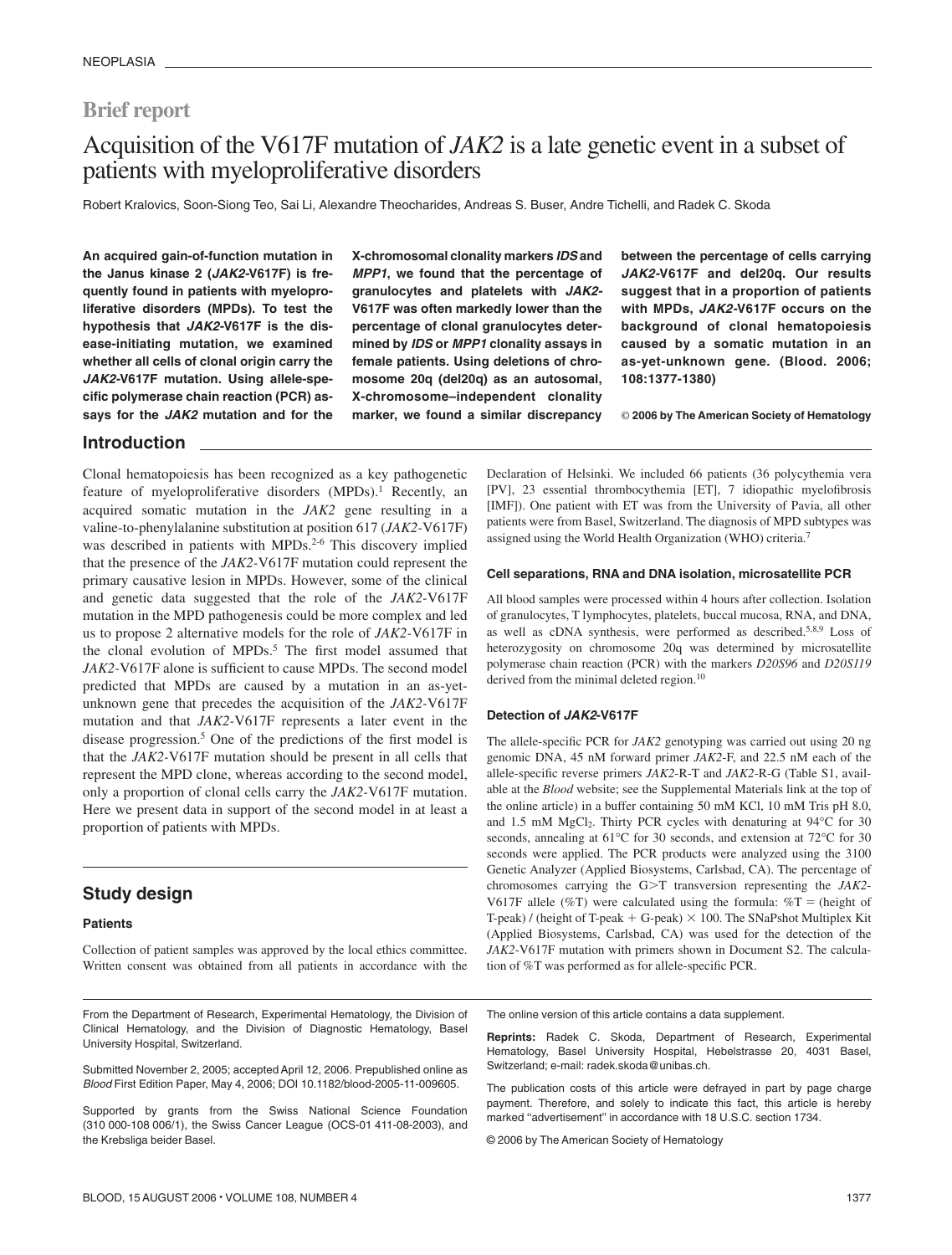NEOPLASIA

**Brief report**

# Acquisition of the V617F mutation of *JAK2* is a late genetic event in a subset of patients with myeloproliferative disorders

Robert Kralovics, Soon-Siong Teo, Sai Li, Alexandre Theocharides, Andreas S. Buser, Andre Tichelli, and Radek C. Skoda

**An acquired gain-of-function mutation in the Janus kinase 2 (*JAK2*-V617F) is frequently found in patients with myeloproliferative disorders (MPDs). To test the hypothesis that *JAK2*-V617F is the disease-initiating mutation, we examined whether all cells of clonal origin carry the *JAK2*-V617F mutation. Using allele-specific polymerase chain reaction (PCR) assays for the *JAK2* mutation and for the X-chromosomal clonality markers *IDS* and *MPP1*, we found that the percentage of granulocytes and platelets with *JAK2*-V617F was often markedly lower than the percentage of clonal granulocytes determined by *IDS* or *MPP1* clonality assays in female patients. Using deletions of chromosome 20q (del20q) as an autosomal, X-chromosome–independent clonality marker, we found a similar discrepancy between the percentage of cells carrying *JAK2*-V617F and del20q. Our results suggest that in a proportion of patients with MPDs, *JAK2*-V617F occurs on the background of clonal hematopoiesis caused by a somatic mutation in an as-yet-unknown gene. (Blood. 2006; 108:1377-1380)**

© 2006 by The American Society of Hematology

## Introduction

Clonal hematopoiesis has been recognized as a key pathogenetic feature of myeloproliferative disorders (MPDs).[1] Recently, an acquired somatic mutation in the *JAK2* gene resulting in a valine-to-phenylalanine substitution at position 617 (*JAK2*-V617F) was described in patients with MPDs.[2-6] This discovery implied that the presence of the *JAK2*-V617F mutation could represent the primary causative lesion in MPDs. However, some of the clinical and genetic data suggested that the role of the *JAK2*-V617F mutation in the MPD pathogenesis could be more complex and led us to propose 2 alternative models for the role of *JAK2*-V617F in the clonal evolution of MPDs.[5] The first model assumed that *JAK2*-V617F alone is sufficient to cause MPDs. The second model predicted that MPDs are caused by a mutation in an as-yet-unknown gene that precedes the acquisition of the *JAK2*-V617F mutation and that *JAK2*-V617F represents a later event in the disease progression.[5] One of the predictions of the first model is that the *JAK2*-V617F mutation should be present in all cells that represent the MPD clone, whereas according to the second model, only a proportion of clonal cells carry the *JAK2*-V617F mutation. Here we present data in support of the second model in at least a proportion of patients with MPDs.

## Study design

### Patients

Collection of patient samples was approved by the local ethics committee. Written consent was obtained from all patients in accordance with the Declaration of Helsinki. We included 66 patients (36 polycythemia vera [PV], 23 essential thrombocythemia [ET], 7 idiopathic myelofibrosis [IMF]). One patient with ET was from the University of Pavia, all other patients were from Basel, Switzerland. The diagnosis of MPD subtypes was assigned using the World Health Organization (WHO) criteria.[7]

### Cell separations, RNA and DNA isolation, microsatellite PCR

All blood samples were processed within 4 hours after collection. Isolation of granulocytes, T lymphocytes, platelets, buccal mucosa, RNA, and DNA, as well as cDNA synthesis, were performed as described.[5,8,9] Loss of heterozygosity on chromosome 20q was determined by microsatellite polymerase chain reaction (PCR) with the markers *D20S96* and *D20S119* derived from the minimal deleted region.[10]

### Detection of *JAK2*-V617F

The allele-specific PCR for *JAK2* genotyping was carried out using 20 ng genomic DNA, 45 nM forward primer *JAK2*-F, and 22.5 nM each of the allele-specific reverse primers *JAK2*-R-T and *JAK2*-R-G (Table S1, available at the *Blood* website; see the Supplemental Materials link at the top of the online article) in a buffer containing 50 mM KCl, 10 mM Tris pH 8.0, and 1.5 mM $MgCl_2$. Thirty PCR cycles with denaturing at 94°C for 30 seconds, annealing at 61°C for 30 seconds, and extension at 72°C for 30 seconds were applied. The PCR products were analyzed using the 3100 Genetic Analyzer (Applied Biosystems, Carlsbad, CA). The percentage of chromosomes carrying the G>T transversion representing the *JAK2*-V617F allele (%T) were calculated using the formula: %T = (height of T-peak) / (height of T-peak + G-peak) × 100. The SNaPshot Multiplex Kit (Applied Biosystems, Carlsbad, CA) was used for the detection of the *JAK2*-V617F mutation with primers shown in Document S2. The calculation of %T was performed as for allele-specific PCR.

From the Department of Research, Experimental Hematology, the Division of Clinical Hematology, and the Division of Diagnostic Hematology, Basel University Hospital, Switzerland.

Submitted November 2, 2005; accepted April 12, 2006. Prepublished online as *Blood* First Edition Paper, May 4, 2006; DOI 10.1182/blood-2005-11-009605.

Supported by grants from the Swiss National Science Foundation (310 000-108 006/1), the Swiss Cancer League (OCS-01 411-08-2003), and the Krebsliga beider Basel.

The online version of this article contains a data supplement.

**Reprints:** Radek C. Skoda, Department of Research, Experimental Hematology, Basel University Hospital, Hebelstrasse 20, 4031 Basel, Switzerland; e-mail: radek.skoda@unibas.ch.

The publication costs of this article were defrayed in part by page charge payment. Therefore, and solely to indicate this fact, this article is hereby marked "advertisement" in accordance with 18 U.S.C. section 1734.

© 2006 by The American Society of Hematology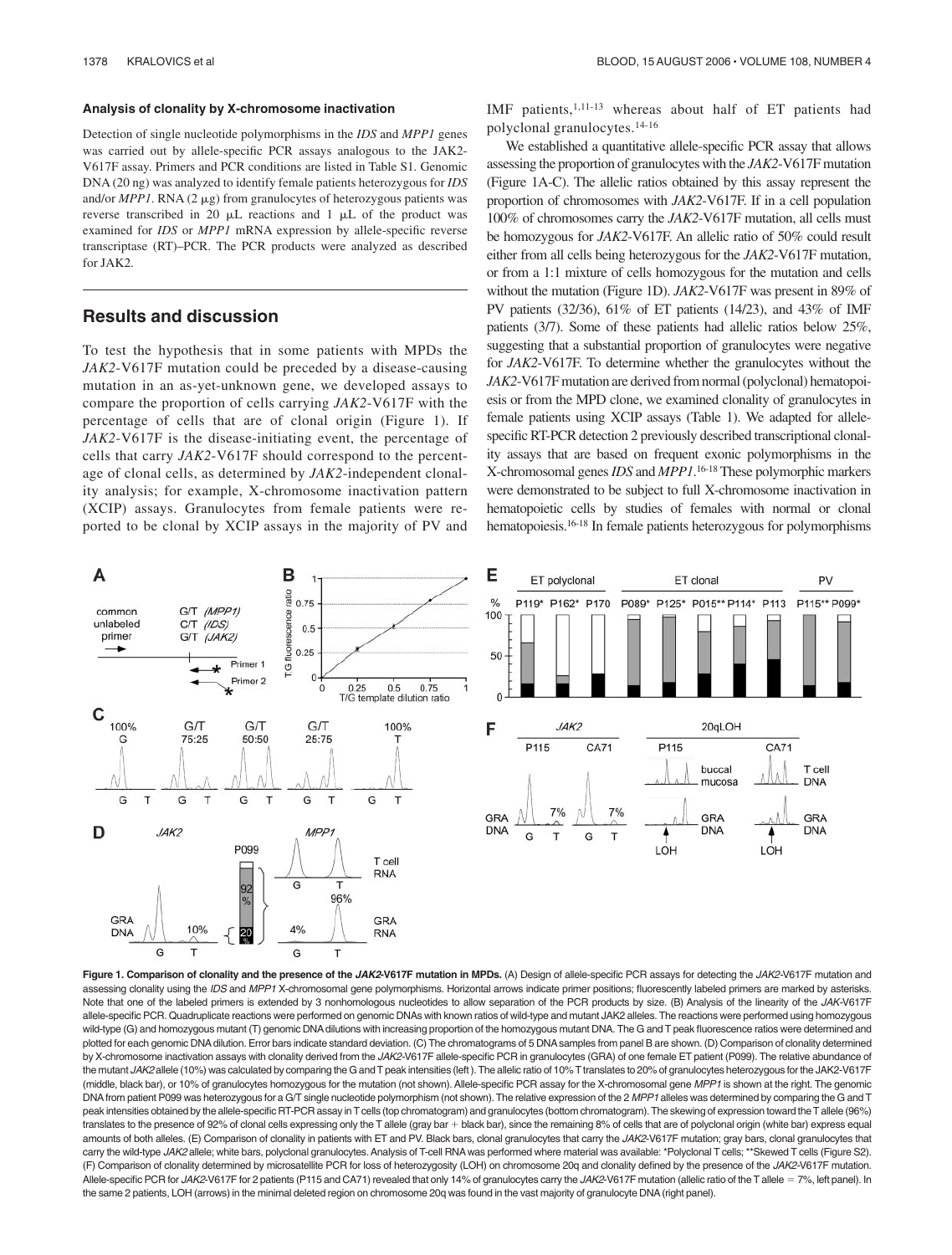### Analysis of clonality by X-chromosome inactivation

Detection of single nucleotide polymorphisms in the *IDS* and *MPP1* genes was carried out by allele-specific PCR assays analogous to the JAK2-V617F assay. Primers and PCR conditions are listed in Table S1. Genomic DNA (20 ng) was analyzed to identify female patients heterozygous for *IDS* and/or *MPP1*. RNA (2 μg) from granulocytes of heterozygous patients was reverse transcribed in 20 μL reactions and 1 μL of the product was examined for *IDS* or *MPP1* mRNA expression by allele-specific reverse transcriptase (RT)–PCR. The PCR products were analyzed as described for JAK2.

## Results and discussion

To test the hypothesis that in some patients with MPDs the *JAK2*-V617F mutation could be preceded by a disease-causing mutation in an as-yet-unknown gene, we developed assays to compare the proportion of cells carrying *JAK2*-V617F with the percentage of cells that are of clonal origin (Figure 1). If *JAK2*-V617F is the disease-initiating event, the percentage of cells that carry *JAK2*-V617F should correspond to the percentage of clonal cells, as determined by *JAK2*-independent clonality analysis; for example, X-chromosome inactivation pattern (XCIP) assays. Granulocytes from female patients were reported to be clonal by XCIP assays in the majority of PV and IMF patients,[1,11-13] whereas about half of ET patients had polyclonal granulocytes.[14-16]

We established a quantitative allele-specific PCR assay that allows assessing the proportion of granulocytes with the *JAK2*-V617F mutation (Figure 1A-C). The allelic ratios obtained by this assay represent the proportion of chromosomes with *JAK2*-V617F. If in a cell population 100% of chromosomes carry the *JAK2*-V617F mutation, all cells must be homozygous for *JAK2*-V617F. An allelic ratio of 50% could result either from all cells being heterozygous for the *JAK2*-V617F mutation, or from a 1:1 mixture of cells homozygous for the mutation and cells without the mutation (Figure 1D). *JAK2*-V617F was present in 89% of PV patients (32/36), 61% of ET patients (14/23), and 43% of IMF patients (3/7). Some of these patients had allelic ratios below 25%, suggesting that a substantial proportion of granulocytes were negative for *JAK2*-V617F. To determine whether the granulocytes without the *JAK2*-V617F mutation are derived from normal (polyclonal) hematopoiesis or from the MPD clone, we examined clonality of granulocytes in female patients using XCIP assays (Table 1). We adapted for allele-specific RT-PCR detection 2 previously described transcriptional clonality assays that are based on frequent exonic polymorphisms in the X-chromosomal genes *IDS* and *MPP1*.[16-18] These polymorphic markers were demonstrated to be subject to full X-chromosome inactivation in hematopoietic cells by studies of females with normal or clonal hematopoiesis.[16-18] In female patients heterozygous for polymorphisms

**Figure 1. Comparison of clonality and the presence of the *JAK2*-V617F mutation in MPDs.** (A) Design of allele-specific PCR assays for detecting the *JAK2*-V617F mutation and assessing clonality using the *IDS* and *MPP1* X-chromosomal gene polymorphisms. Horizontal arrows indicate primer positions; fluorescently labeled primers are marked by asterisks. Note that one of the labeled primers is extended by 3 nonhomologous nucleotides to allow separation of the PCR products by size. (B) Analysis of the linearity of the *JAK*-V617F allele-specific PCR. Quadruplicate reactions were performed on genomic DNAs with known ratios of wild-type and mutant JAK2 alleles. The reactions were performed using homozygous wild-type (G) and homozygous mutant (T) genomic DNA dilutions with increasing proportion of the homozygous mutant DNA. The G and T peak fluorescence ratios were determined and plotted for each genomic DNA dilution. Error bars indicate standard deviation. (C) The chromatograms of 5 DNA samples from panel B are shown. (D) Comparison of clonality determined by X-chromosome inactivation assays with clonality derived from the *JAK2*-V617F allele-specific PCR in granulocytes (GRA) of one female ET patient (P099). The relative abundance of the mutant *JAK2* allele (10%) was calculated by comparing the G and T peak intensities (left). The allelic ratio of 10% T translates to 20% of granulocytes heterozygous for the JAK2-V617F (middle, black bar), or 10% of granulocytes homozygous for the mutation (not shown). Allele-specific PCR assay for the X-chromosomal gene *MPP1* is shown at the right. The genomic DNA from patient P099 was heterozygous for a G/T single nucleotide polymorphism (not shown). The relative expression of the 2 *MPP1* alleles was determined by comparing the G and T peak intensities obtained by the allele-specific RT-PCR assay in T cells (top chromatogram) and granulocytes (bottom chromatogram). The skewing of expression toward the T allele (96%) translates to the presence of 92% of clonal cells expressing only the T allele (gray bar + black bar), since the remaining 8% of cells that are of polyclonal origin (white bar) express equal amounts of both alleles. (E) Comparison of clonality in patients with ET and PV. Black bars, clonal granulocytes that carry the *JAK2*-V617F mutation; gray bars, clonal granulocytes that carry the wild-type *JAK2* allele; white bars, polyclonal granulocytes. Analysis of T-cell RNA was performed where material was available: *Polyclonal T cells; **Skewed T cells (Figure S2). (F) Comparison of clonality determined by microsatellite PCR for loss of heterozygosity (LOH) on chromosome 20q and clonality defined by the presence of the *JAK2*-V617F mutation. Allele-specific PCR for *JAK2*-V617F for 2 patients (P115 and CA71) revealed that only 14% of granulocytes carry the *JAK2*-V617F mutation (allelic ratio of the T allele = 7%, left panel). In the same 2 patients, LOH (arrows) in the minimal deleted region on chromosome 20q was found in the vast majority of granulocyte DNA (right panel).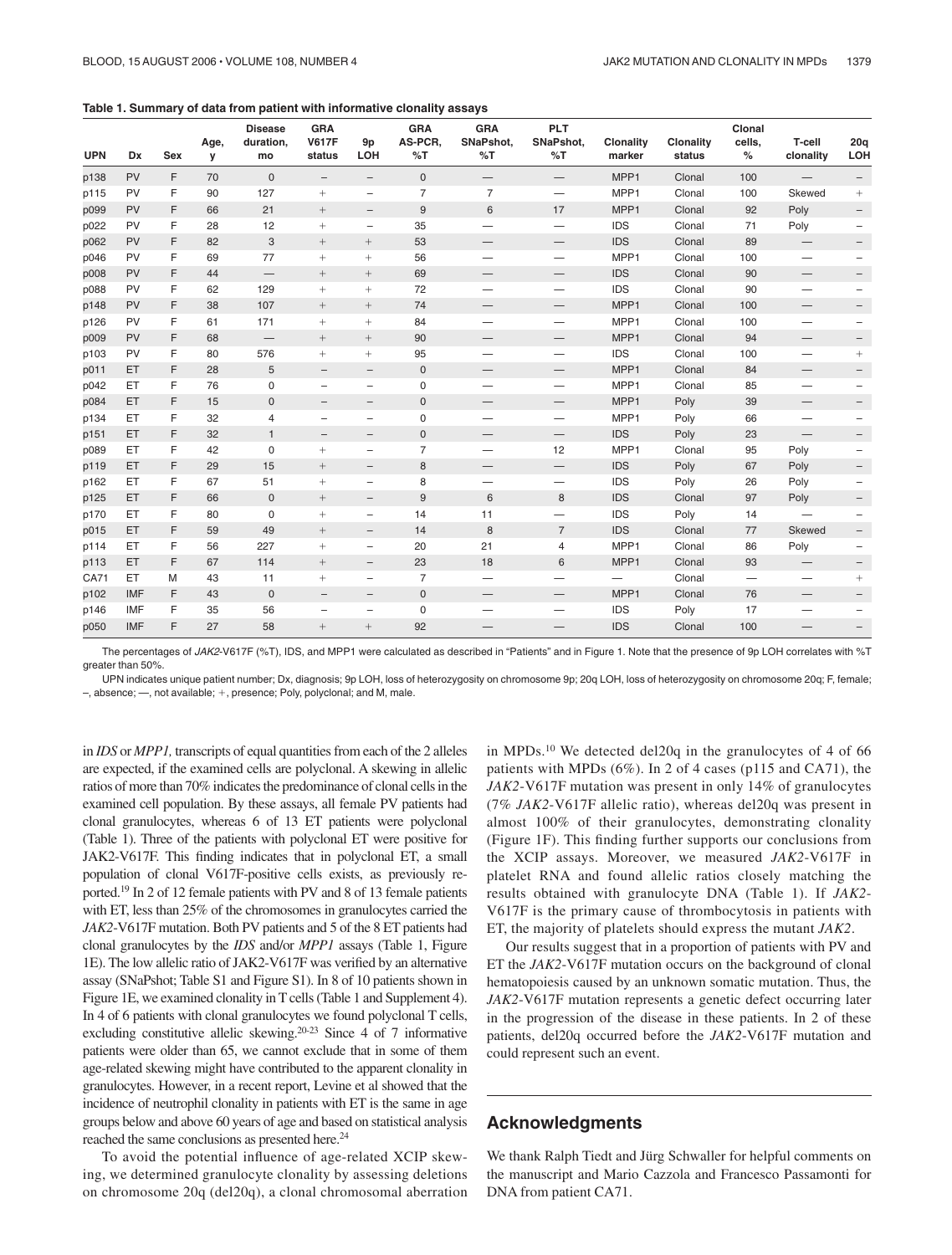**Table 1. Summary of data from patient with informative clonality assays**

| UPN | Dx | Sex | Age, y | Disease duration, mo | GRA V617F status | 9p LOH | GRA AS-PCR, %T | GRA SNaPshot, %T | PLT SNaPshot, %T | Clonality marker | Clonality status | Clonal cells, % | T-cell clonality | 20q LOH |
|---|---|---|---|---|---|---|---|---|---|---|---|---|---|---|
| p138 | PV | F | 70 | 0 | – | – | 0 | — | — | MPP1 | Clonal | 100 | — | – |
| p115 | PV | F | 90 | 127 | + | – | 7 | 7 | — | MPP1 | Clonal | 100 | Skewed | + |
| p099 | PV | F | 66 | 21 | + | – | 9 | 6 | 17 | MPP1 | Clonal | 92 | Poly | – |
| p022 | PV | F | 28 | 12 | + | – | 35 | — | — | IDS | Clonal | 71 | Poly | – |
| p062 | PV | F | 82 | 3 | + | + | 53 | — | — | IDS | Clonal | 89 | — | – |
| p046 | PV | F | 69 | 77 | + | + | 56 | — | — | MPP1 | Clonal | 100 | — | – |
| p008 | PV | F | 44 | — | + | + | 69 | — | — | IDS | Clonal | 90 | — | – |
| p088 | PV | F | 62 | 129 | + | + | 72 | — | — | IDS | Clonal | 90 | — | – |
| p148 | PV | F | 38 | 107 | + | + | 74 | — | — | MPP1 | Clonal | 100 | — | – |
| p126 | PV | F | 61 | 171 | + | + | 84 | — | — | MPP1 | Clonal | 100 | — | – |
| p009 | PV | F | 68 | — | + | + | 90 | — | — | MPP1 | Clonal | 94 | — | – |
| p103 | PV | F | 80 | 576 | + | + | 95 | — | — | IDS | Clonal | 100 | — | + |
| p011 | ET | F | 28 | 5 | – | – | 0 | — | — | MPP1 | Clonal | 84 | — | – |
| p042 | ET | F | 76 | 0 | – | – | 0 | — | — | MPP1 | Clonal | 85 | — | – |
| p084 | ET | F | 15 | 0 | – | – | 0 | — | — | MPP1 | Poly | 39 | — | – |
| p134 | ET | F | 32 | 4 | – | – | 0 | — | — | MPP1 | Poly | 66 | — | – |
| p151 | ET | F | 32 | 1 | – | – | 0 | — | — | IDS | Poly | 23 | — | – |
| p089 | ET | F | 42 | 0 | + | – | 7 | — | 12 | MPP1 | Clonal | 95 | Poly | – |
| p119 | ET | F | 29 | 15 | + | – | 8 | — | — | IDS | Poly | 67 | Poly | – |
| p162 | ET | F | 67 | 51 | + | – | 8 | — | — | IDS | Poly | 26 | Poly | – |
| p125 | ET | F | 66 | 0 | + | – | 9 | 6 | 8 | IDS | Clonal | 97 | Poly | – |
| p170 | ET | F | 80 | 0 | + | – | 14 | 11 | — | IDS | Poly | 14 | — | – |
| p015 | ET | F | 59 | 49 | + | – | 14 | 8 | 7 | IDS | Clonal | 77 | Skewed | – |
| p114 | ET | F | 56 | 227 | + | – | 20 | 21 | 4 | MPP1 | Clonal | 86 | Poly | – |
| p113 | ET | F | 67 | 114 | + | – | 23 | 18 | 6 | MPP1 | Clonal | 93 | — | – |
| CA71 | ET | M | 43 | 11 | + | – | 7 | — | — | — | Clonal | — | — | + |
| p102 | IMF | F | 43 | 0 | – | – | 0 | — | — | MPP1 | Clonal | 76 | — | – |
| p146 | IMF | F | 35 | 56 | – | – | 0 | — | — | IDS | Poly | 17 | — | – |
| p050 | IMF | F | 27 | 58 | + | + | 92 | — | — | IDS | Clonal | 100 | — | – |

The percentages of *JAK2*-V617F (%T), IDS, and MPP1 were calculated as described in "Patients" and in Figure 1. Note that the presence of 9p LOH correlates with %T greater than 50%.

UPN indicates unique patient number; Dx, diagnosis; 9p LOH, loss of heterozygosity on chromosome 9p; 20q LOH, loss of heterozygosity on chromosome 20q; F, female; –, absence; —, not available; +, presence; Poly, polyclonal; and M, male.

in *IDS* or *MPP1,* transcripts of equal quantities from each of the 2 alleles are expected, if the examined cells are polyclonal. A skewing in allelic ratios of more than 70% indicates the predominance of clonal cells in the examined cell population. By these assays, all female PV patients had clonal granulocytes, whereas 6 of 13 ET patients were polyclonal (Table 1). Three of the patients with polyclonal ET were positive for JAK2-V617F. This finding indicates that in polyclonal ET, a small population of clonal V617F-positive cells exists, as previously reported.[19] In 2 of 12 female patients with PV and 8 of 13 female patients with ET, less than 25% of the chromosomes in granulocytes carried the *JAK2*-V617F mutation. Both PV patients and 5 of the 8 ET patients had clonal granulocytes by the *IDS* and/or *MPP1* assays (Table 1, Figure 1E). The low allelic ratio of JAK2-V617F was verified by an alternative assay (SNaPshot; Table S1 and Figure S1). In 8 of 10 patients shown in Figure 1E, we examined clonality in T cells (Table 1 and Supplement 4). In 4 of 6 patients with clonal granulocytes we found polyclonal T cells, excluding constitutive allelic skewing.[20-23] Since 4 of 7 informative patients were older than 65, we cannot exclude that in some of them age-related skewing might have contributed to the apparent clonality in granulocytes. However, in a recent report, Levine et al showed that the incidence of neutrophil clonality in patients with ET is the same in age groups below and above 60 years of age and based on statistical analysis reached the same conclusions as presented here.[24]

To avoid the potential influence of age-related XCIP skewing, we determined granulocyte clonality by assessing deletions on chromosome 20q (del20q), a clonal chromosomal aberration in MPDs.[10] We detected del20q in the granulocytes of 4 of 66 patients with MPDs (6%). In 2 of 4 cases (p115 and CA71), the *JAK2*-V617F mutation was present in only 14% of granulocytes (7% *JAK2*-V617F allelic ratio), whereas del20q was present in almost 100% of their granulocytes, demonstrating clonality (Figure 1F). This finding further supports our conclusions from the XCIP assays. Moreover, we measured *JAK2*-V617F in platelet RNA and found allelic ratios closely matching the results obtained with granulocyte DNA (Table 1). If *JAK2*-V617F is the primary cause of thrombocytosis in patients with ET, the majority of platelets should express the mutant *JAK2*.

Our results suggest that in a proportion of patients with PV and ET the *JAK2*-V617F mutation occurs on the background of clonal hematopoiesis caused by an unknown somatic mutation. Thus, the *JAK2*-V617F mutation represents a genetic defect occurring later in the progression of the disease in these patients. In 2 of these patients, del20q occurred before the *JAK2*-V617F mutation and could represent such an event.

## Acknowledgments

We thank Ralph Tiedt and Jürg Schwaller for helpful comments on the manuscript and Mario Cazzola and Francesco Passamonti for DNA from patient CA71.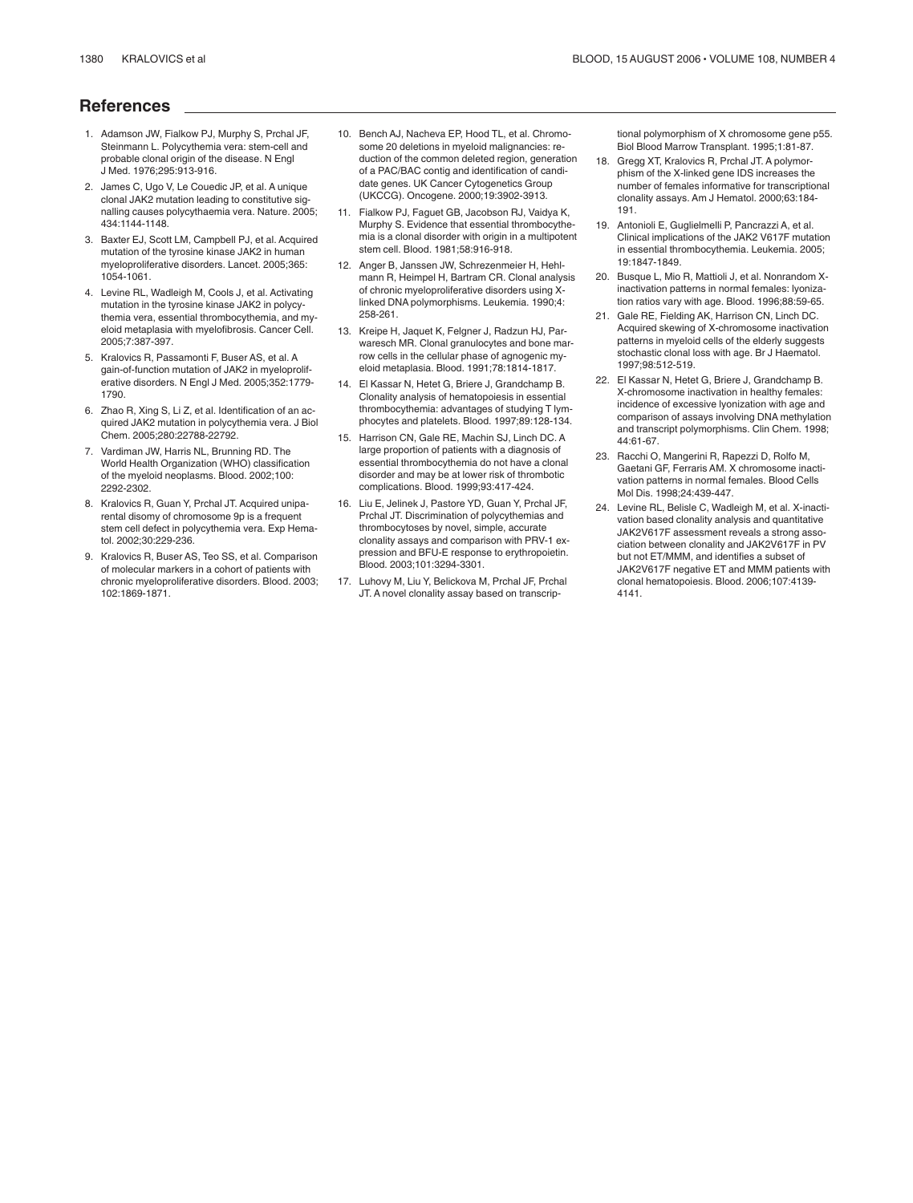## References

1. Adamson JW, Fialkow PJ, Murphy S, Prchal JF, Steinmann L. Polycythemia vera: stem-cell and probable clonal origin of the disease. N Engl J Med. 1976;295:913-916.
2. James C, Ugo V, Le Couedic JP, et al. A unique clonal JAK2 mutation leading to constitutive signalling causes polycythaemia vera. Nature. 2005; 434:1144-1148.
3. Baxter EJ, Scott LM, Campbell PJ, et al. Acquired mutation of the tyrosine kinase JAK2 in human myeloproliferative disorders. Lancet. 2005;365: 1054-1061.
4. Levine RL, Wadleigh M, Cools J, et al. Activating mutation in the tyrosine kinase JAK2 in polycythemia vera, essential thrombocythemia, and myeloid metaplasia with myelofibrosis. Cancer Cell. 2005;7:387-397.
5. Kralovics R, Passamonti F, Buser AS, et al. A gain-of-function mutation of JAK2 in myeloproliferative disorders. N Engl J Med. 2005;352:1779-1790.
6. Zhao R, Xing S, Li Z, et al. Identification of an acquired JAK2 mutation in polycythemia vera. J Biol Chem. 2005;280:22788-22792.
7. Vardiman JW, Harris NL, Brunning RD. The World Health Organization (WHO) classification of the myeloid neoplasms. Blood. 2002;100: 2292-2302.
8. Kralovics R, Guan Y, Prchal JT. Acquired uniparental disomy of chromosome 9p is a frequent stem cell defect in polycythemia vera. Exp Hematol. 2002;30:229-236.
9. Kralovics R, Buser AS, Teo SS, et al. Comparison of molecular markers in a cohort of patients with chronic myeloproliferative disorders. Blood. 2003; 102:1869-1871.
10. Bench AJ, Nacheva EP, Hood TL, et al. Chromosome 20 deletions in myeloid malignancies: reduction of the common deleted region, generation of a PAC/BAC contig and identification of candidate genes. UK Cancer Cytogenetics Group (UKCCG). Oncogene. 2000;19:3902-3913.
11. Fialkow PJ, Faguet GB, Jacobson RJ, Vaidya K, Murphy S. Evidence that essential thrombocythemia is a clonal disorder with origin in a multipotent stem cell. Blood. 1981;58:916-918.
12. Anger B, Janssen JW, Schrezenmeier H, Hehlmann R, Heimpel H, Bartram CR. Clonal analysis of chronic myeloproliferative disorders using X-linked DNA polymorphisms. Leukemia. 1990;4: 258-261.
13. Kreipe H, Jaquet K, Felgner J, Radzun HJ, Parwaresch MR. Clonal granulocytes and bone marrow cells in the cellular phase of agnogenic myeloid metaplasia. Blood. 1991;78:1814-1817.
14. El Kassar N, Hetet G, Briere J, Grandchamp B. Clonality analysis of hematopoiesis in essential thrombocythemia: advantages of studying T lymphocytes and platelets. Blood. 1997;89:128-134.
15. Harrison CN, Gale RE, Machin SJ, Linch DC. A large proportion of patients with a diagnosis of essential thrombocythemia do not have a clonal disorder and may be at lower risk of thrombotic complications. Blood. 1999;93:417-424.
16. Liu E, Jelinek J, Pastore YD, Guan Y, Prchal JF, Prchal JT. Discrimination of polycythemias and thrombocytoses by novel, simple, accurate clonality assays and comparison with PRV-1 expression and BFU-E response to erythropoietin. Blood. 2003;101:3294-3301.
17. Luhovy M, Liu Y, Belickova M, Prchal JF, Prchal JT. A novel clonality assay based on transcriptional polymorphism of X chromosome gene p55. Biol Blood Marrow Transplant. 1995;1:81-87.
18. Gregg XT, Kralovics R, Prchal JT. A polymorphism of the X-linked gene IDS increases the number of females informative for transcriptional clonality assays. Am J Hematol. 2000;63:184-191.
19. Antonioli E, Guglielmelli P, Pancrazzi A, et al. Clinical implications of the JAK2 V617F mutation in essential thrombocythemia. Leukemia. 2005; 19:1847-1849.
20. Busque L, Mio R, Mattioli J, et al. Nonrandom X-inactivation patterns in normal females: lyonization ratios vary with age. Blood. 1996;88:59-65.
21. Gale RE, Fielding AK, Harrison CN, Linch DC. Acquired skewing of X-chromosome inactivation patterns in myeloid cells of the elderly suggests stochastic clonal loss with age. Br J Haematol. 1997;98:512-519.
22. El Kassar N, Hetet G, Briere J, Grandchamp B. X-chromosome inactivation in healthy females: incidence of excessive lyonization with age and comparison of assays involving DNA methylation and transcript polymorphisms. Clin Chem. 1998; 44:61-67.
23. Racchi O, Mangerini R, Rapezzi D, Rolfo M, Gaetani GF, Ferraris AM. X chromosome inactivation patterns in normal females. Blood Cells Mol Dis. 1998;24:439-447.
24. Levine RL, Belisle C, Wadleigh M, et al. X-inactivation based clonality analysis and quantitative JAK2V617F assessment reveals a strong association between clonality and JAK2V617F in PV but not ET/MMM, and identifies a subset of JAK2V617F negative ET and MMM patients with clonal hematopoiesis. Blood. 2006;107:4139-4141.